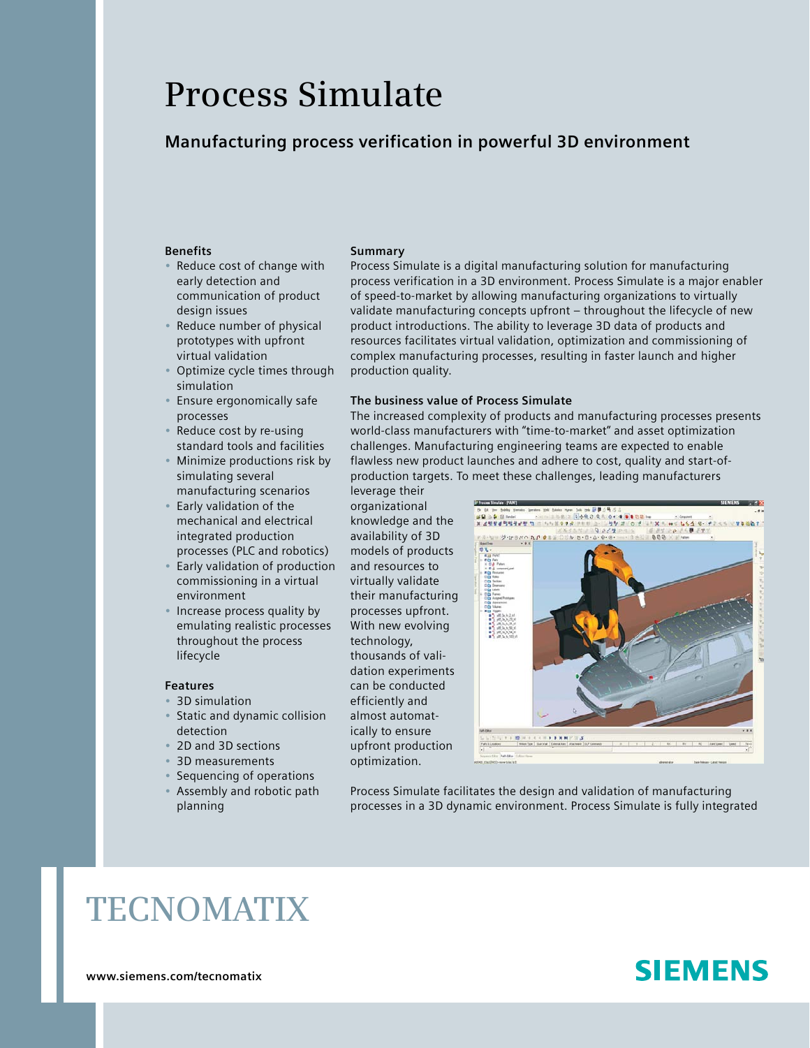# Process Simulate

## Manufacturing process verification in powerful 3D environment

### Benefits

- Reduce cost of change with early detection and communication of product design issues
- Reduce number of physical prototypes with upfront virtual validation
- Optimize cycle times through simulation
- Ensure ergonomically safe processes
- Reduce cost by re-using standard tools and facilities
- Minimize productions risk by simulating several manufacturing scenarios
- Early validation of the mechanical and electrical integrated production processes (PLC and robotics)
- Early validation of production commissioning in a virtual environment
- Increase process quality by emulating realistic processes throughout the process lifecycle

### Features

- 3D simulation
- Static and dynamic collision detection
- 2D and 3D sections
- 3D measurements
- Sequencing of operations
- Assembly and robotic path planning

### Summary

Process Simulate is a digital manufacturing solution for manufacturing process verification in a 3D environment. Process Simulate is a major enabler of speed-to-market by allowing manufacturing organizations to virtually validate manufacturing concepts upfront – throughout the lifecycle of new product introductions. The ability to leverage 3D data of products and resources facilitates virtual validation, optimization and commissioning of complex manufacturing processes, resulting in faster launch and higher production quality.

### The business value of Process Simulate

The increased complexity of products and manufacturing processes presents world-class manufacturers with "time-to-market" and asset optimization challenges. Manufacturing engineering teams are expected to enable flawless new product launches and adhere to cost, quality and start-of-production targets. To meet these challenges, leading manufacturers leverage their organizational knowledge and the availability of 3D models of products and resources to virtually validate their manufacturing processes upfront. With new evolving technology, thousands of validation experiments can be conducted efficiently and almost automatically to ensure upfront production optimization.

Process Simulate facilitates the design and validation of manufacturing processes in a 3D dynamic environment. Process Simulate is fully integrated

TECNOMATIX

www.siemens.com/tecnomatix

SIEMENS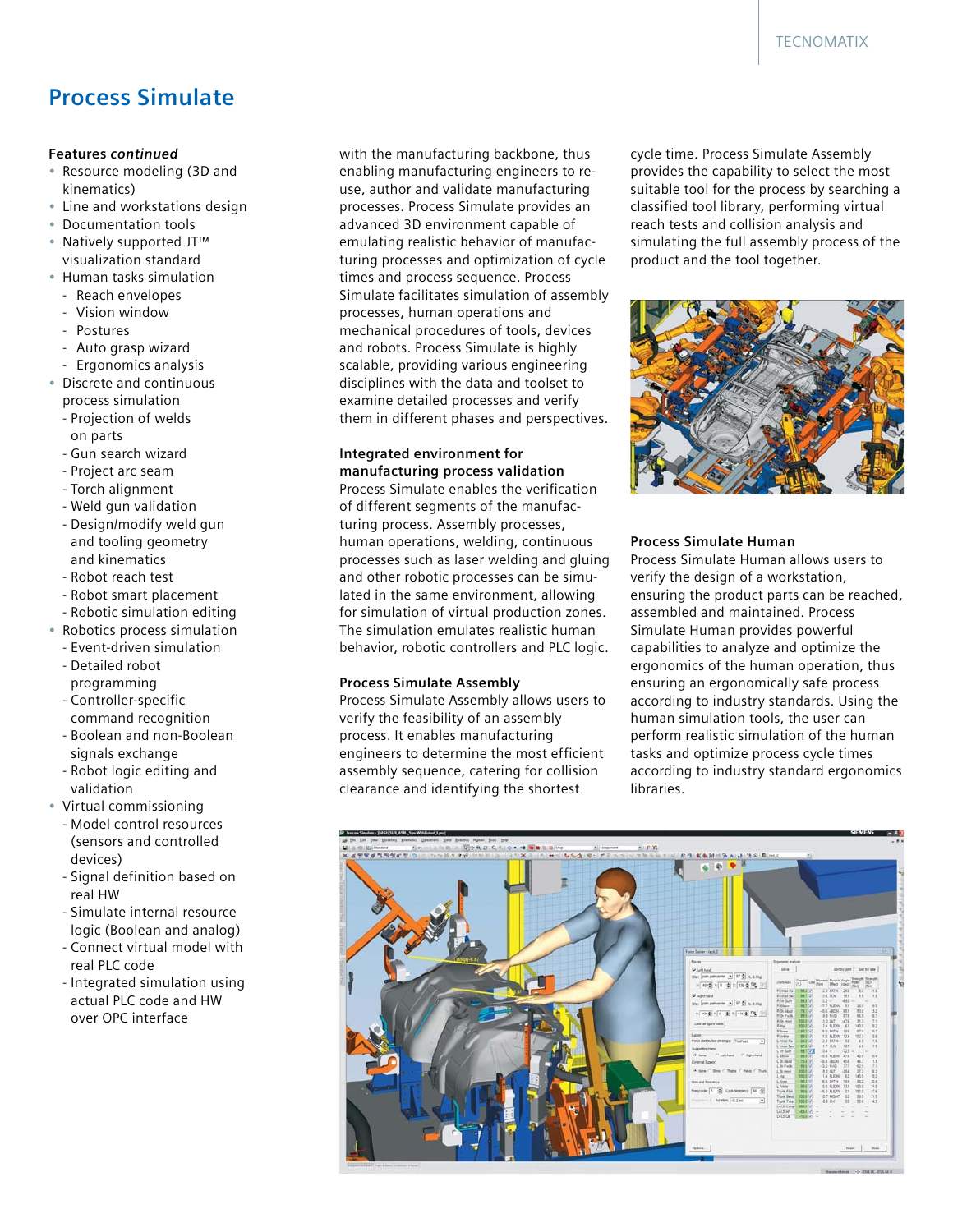# Process Simulate

**Features *continued***

- Resource modeling (3D and kinematics)
- Line and workstations design
- Documentation tools
- Natively supported JT™ visualization standard
- Human tasks simulation
  - Reach envelopes
  - Vision window
  - Postures
  - Auto grasp wizard
  - Ergonomics analysis
- Discrete and continuous process simulation
  - Projection of welds on parts
  - Gun search wizard
  - Project arc seam
  - Torch alignment
  - Weld gun validation
  - Design/modify weld gun and tooling geometry and kinematics
  - Robot reach test
  - Robot smart placement
  - Robotic simulation editing
- Robotics process simulation
  - Event-driven simulation
  - Detailed robot programming
  - Controller-specific command recognition
  - Boolean and non-Boolean signals exchange
  - Robot logic editing and validation
- Virtual commissioning
  - Model control resources (sensors and controlled devices)
  - Signal definition based on real HW
  - Simulate internal resource logic (Boolean and analog)
  - Connect virtual model with real PLC code
  - Integrated simulation using actual PLC code and HW over OPC interface

with the manufacturing backbone, thus enabling manufacturing engineers to re-use, author and validate manufacturing processes. Process Simulate provides an advanced 3D environment capable of emulating realistic behavior of manufacturing processes and optimization of cycle times and process sequence. Process Simulate facilitates simulation of assembly processes, human operations and mechanical procedures of tools, devices and robots. Process Simulate is highly scalable, providing various engineering disciplines with the data and toolset to examine detailed processes and verify them in different phases and perspectives.

**Integrated environment for manufacturing process validation**

Process Simulate enables the verification of different segments of the manufacturing process. Assembly processes, human operations, welding, continuous processes such as laser welding and gluing and other robotic processes can be simulated in the same environment, allowing for simulation of virtual production zones. The simulation emulates realistic human behavior, robotic controllers and PLC logic.

**Process Simulate Assembly**

Process Simulate Assembly allows users to verify the feasibility of an assembly process. It enables manufacturing engineers to determine the most efficient assembly sequence, catering for collision clearance and identifying the shortest cycle time. Process Simulate Assembly provides the capability to select the most suitable tool for the process by searching a classified tool library, performing virtual reach tests and collision analysis and simulating the full assembly process of the product and the tool together.

**Process Simulate Human**

Process Simulate Human allows users to verify the design of a workstation, ensuring the product parts can be reached, assembled and maintained. Process Simulate Human provides powerful capabilities to analyze and optimize the ergonomics of the human operation, thus ensuring an ergonomically safe process according to industry standards. Using the human simulation tools, the user can perform realistic simulation of the human tasks and optimize process cycle times according to industry standard ergonomics libraries.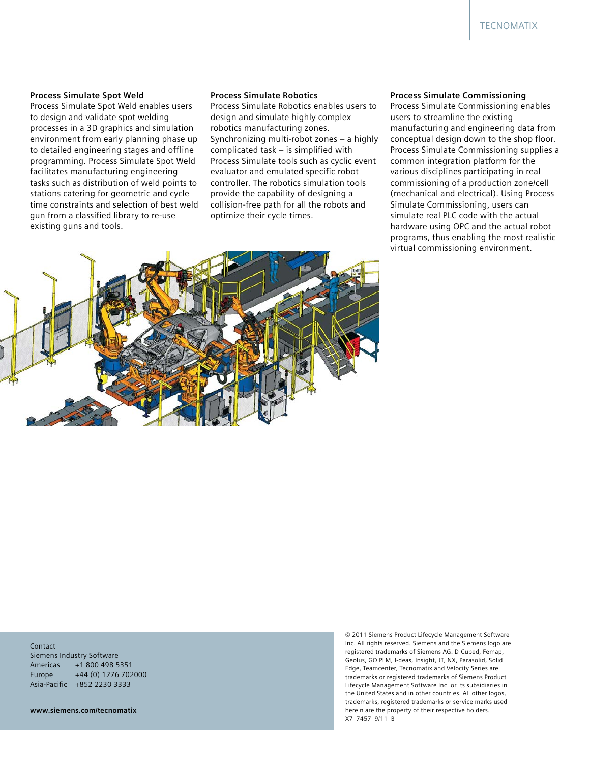### Process Simulate Spot Weld

Process Simulate Spot Weld enables users to design and validate spot welding processes in a 3D graphics and simulation environment from early planning phase up to detailed engineering stages and offline programming. Process Simulate Spot Weld facilitates manufacturing engineering tasks such as distribution of weld points to stations catering for geometric and cycle time constraints and selection of best weld gun from a classified library to re-use existing guns and tools.

### Process Simulate Robotics

Process Simulate Robotics enables users to design and simulate highly complex robotics manufacturing zones. Synchronizing multi-robot zones – a highly complicated task – is simplified with Process Simulate tools such as cyclic event evaluator and emulated specific robot controller. The robotics simulation tools provide the capability of designing a collision-free path for all the robots and optimize their cycle times.

### Process Simulate Commissioning

Process Simulate Commissioning enables users to streamline the existing manufacturing and engineering data from conceptual design down to the shop floor. Process Simulate Commissioning supplies a common integration platform for the various disciplines participating in real commissioning of a production zone/cell (mechanical and electrical). Using Process Simulate Commissioning, users can simulate real PLC code with the actual hardware using OPC and the actual robot programs, thus enabling the most realistic virtual commissioning environment.

Contact
Siemens Industry Software
Americas +1 800 498 5351
Europe +44 (0) 1276 702000
Asia-Pacific +852 2230 3333

**www.siemens.com/tecnomatix**

© 2011 Siemens Product Lifecycle Management Software Inc. All rights reserved. Siemens and the Siemens logo are registered trademarks of Siemens AG. D-Cubed, Femap, Geolus, GO PLM, I-deas, Insight, JT, NX, Parasolid, Solid Edge, Teamcenter, Tecnomatix and Velocity Series are trademarks or registered trademarks of Siemens Product Lifecycle Management Software Inc. or its subsidiaries in the United States and in other countries. All other logos, trademarks, registered trademarks or service marks used herein are the property of their respective holders.
X7 7457 9/11 B